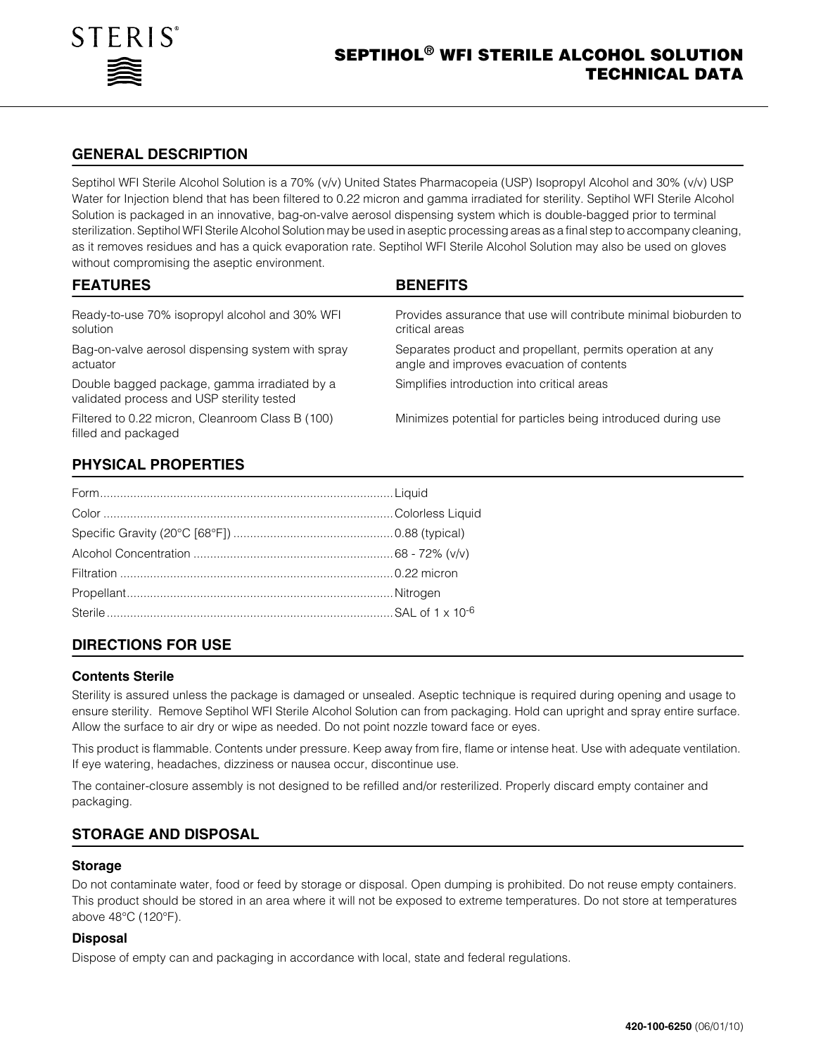STERIS®

# SEPTIHOL® WFI STERILE ALCOHOL SOLUTION TECHNICAL DATA

## GENERAL DESCRIPTION

Septihol WFI Sterile Alcohol Solution is a 70% (v/v) United States Pharmacopeia (USP) Isopropyl Alcohol and 30% (v/v) USP Water for Injection blend that has been filtered to 0.22 micron and gamma irradiated for sterility. Septihol WFI Sterile Alcohol Solution is packaged in an innovative, bag-on-valve aerosol dispensing system which is double-bagged prior to terminal sterilization. Septihol WFI Sterile Alcohol Solution may be used in aseptic processing areas as a final step to accompany cleaning, as it removes residues and has a quick evaporation rate. Septihol WFI Sterile Alcohol Solution may also be used on gloves without compromising the aseptic environment.

| FEATURES | BENEFITS |
|---|---|
| Ready-to-use 70% isopropyl alcohol and 30% WFI solution | Provides assurance that use will contribute minimal bioburden to critical areas |
| Bag-on-valve aerosol dispensing system with spray actuator | Separates product and propellant, permits operation at any angle and improves evacuation of contents |
| Double bagged package, gamma irradiated by a validated process and USP sterility tested | Simplifies introduction into critical areas |
| Filtered to 0.22 micron, Cleanroom Class B (100) filled and packaged | Minimizes potential for particles being introduced during use |

## PHYSICAL PROPERTIES

| Property | Value |
|---|---|
| Form | Liquid |
| Color | Colorless Liquid |
| Specific Gravity (20°C [68°F]) | 0.88 (typical) |
| Alcohol Concentration | 68 - 72% (v/v) |
| Filtration | 0.22 micron |
| Propellant | Nitrogen |
| Sterile | SAL of $1 \times 10^{-6}$ |

## DIRECTIONS FOR USE

### Contents Sterile

Sterility is assured unless the package is damaged or unsealed. Aseptic technique is required during opening and usage to ensure sterility. Remove Septihol WFI Sterile Alcohol Solution can from packaging. Hold can upright and spray entire surface. Allow the surface to air dry or wipe as needed. Do not point nozzle toward face or eyes.

This product is flammable. Contents under pressure. Keep away from fire, flame or intense heat. Use with adequate ventilation. If eye watering, headaches, dizziness or nausea occur, discontinue use.

The container-closure assembly is not designed to be refilled and/or resterilized. Properly discard empty container and packaging.

## STORAGE AND DISPOSAL

### Storage

Do not contaminate water, food or feed by storage or disposal. Open dumping is prohibited. Do not reuse empty containers. This product should be stored in an area where it will not be exposed to extreme temperatures. Do not store at temperatures above 48°C (120°F).

### Disposal

Dispose of empty can and packaging in accordance with local, state and federal regulations.

**420-100-6250** (06/01/10)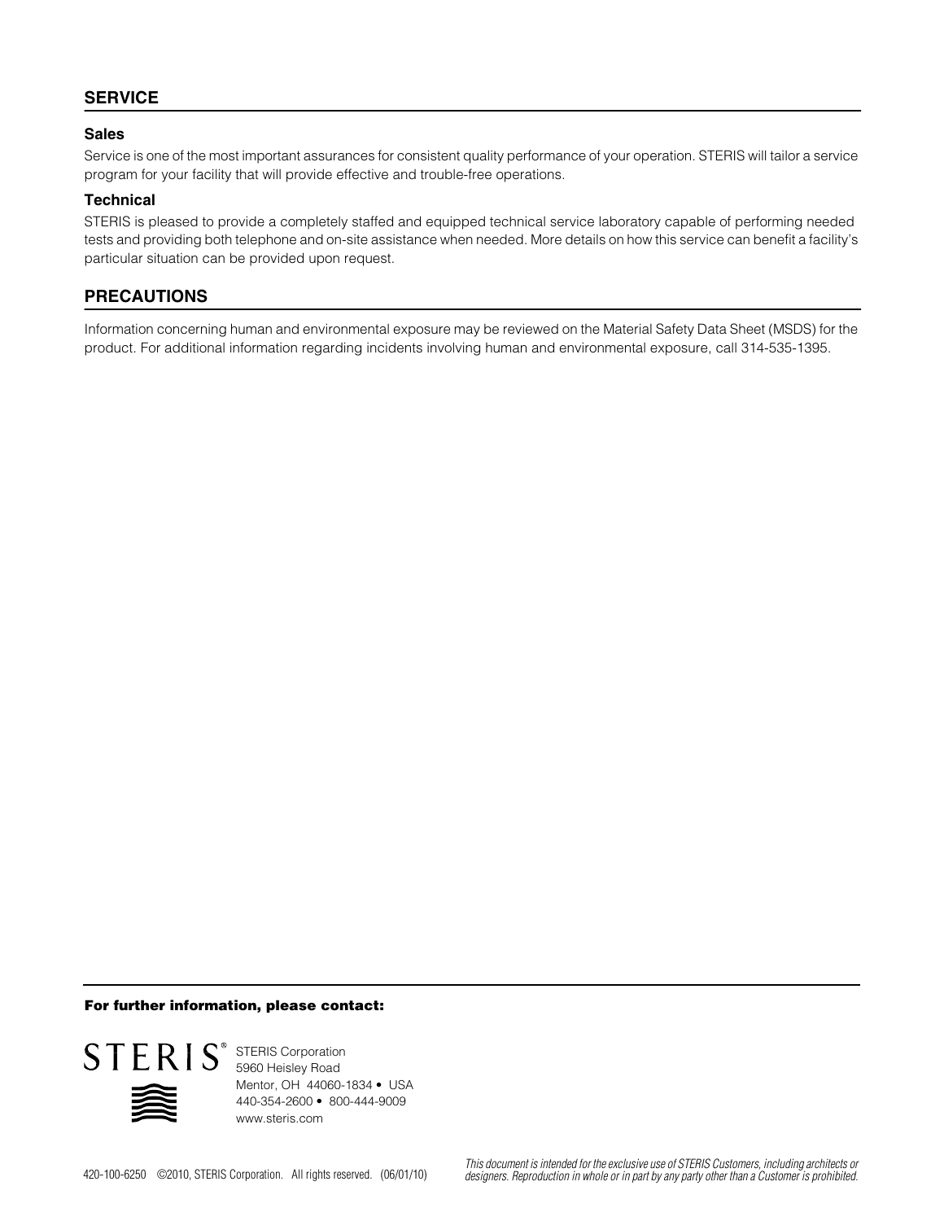## SERVICE

### Sales

Service is one of the most important assurances for consistent quality performance of your operation. STERIS will tailor a service program for your facility that will provide effective and trouble-free operations.

### Technical

STERIS is pleased to provide a completely staffed and equipped technical service laboratory capable of performing needed tests and providing both telephone and on-site assistance when needed. More details on how this service can benefit a facility's particular situation can be provided upon request.

## PRECAUTIONS

Information concerning human and environmental exposure may be reviewed on the Material Safety Data Sheet (MSDS) for the product. For additional information regarding incidents involving human and environmental exposure, call 314-535-1395.

**For further information, please contact:**

STERIS®

STERIS Corporation
5960 Heisley Road
Mentor, OH 44060-1834 • USA
440-354-2600 • 800-444-9009
www.steris.com

420-100-6250 ©2010, STERIS Corporation. All rights reserved. (06/01/10)

*This document is intended for the exclusive use of STERIS Customers, including architects or designers. Reproduction in whole or in part by any party other than a Customer is prohibited.*